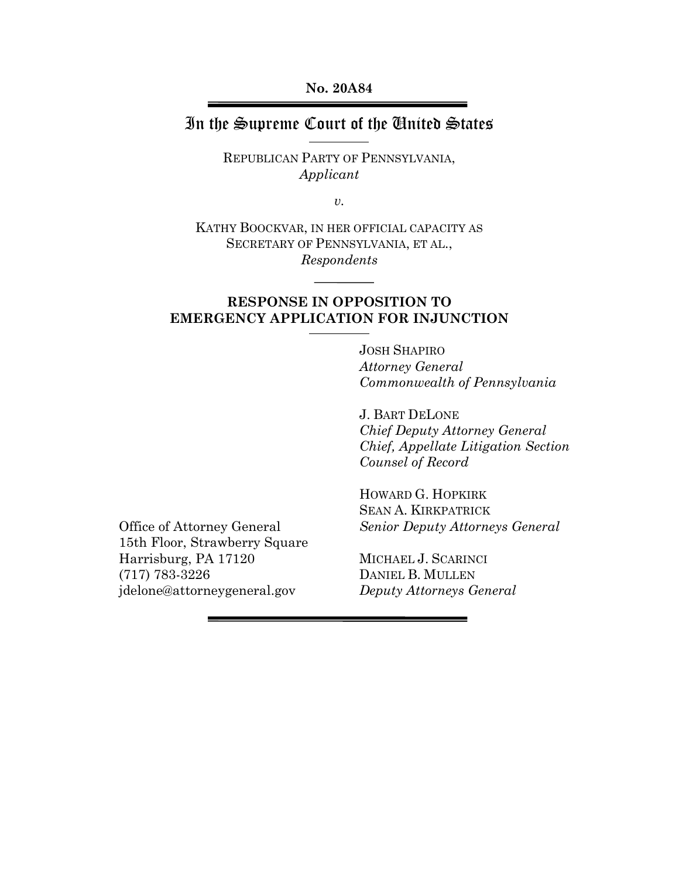**No. 20A84**

# In the Supreme Court of the United States

REPUBLICAN PARTY OF PENNSYLVANIA,
*Applicant*

*v.*

KATHY BOOCKVAR, IN HER OFFICIAL CAPACITY AS SECRETARY OF PENNSYLVANIA, ET AL.,
*Respondents*

## RESPONSE IN OPPOSITION TO EMERGENCY APPLICATION FOR INJUNCTION

JOSH SHAPIRO
*Attorney General*
*Commonwealth of Pennsylvania*

J. BART DELONE
*Chief Deputy Attorney General*
*Chief, Appellate Litigation Section*
*Counsel of Record*

HOWARD G. HOPKIRK
SEAN A. KIRKPATRICK
*Senior Deputy Attorneys General*

MICHAEL J. SCARINCI
DANIEL B. MULLEN
*Deputy Attorneys General*

Office of Attorney General
15th Floor, Strawberry Square
Harrisburg, PA 17120
(717) 783-3226
jdelone@attorneygeneral.gov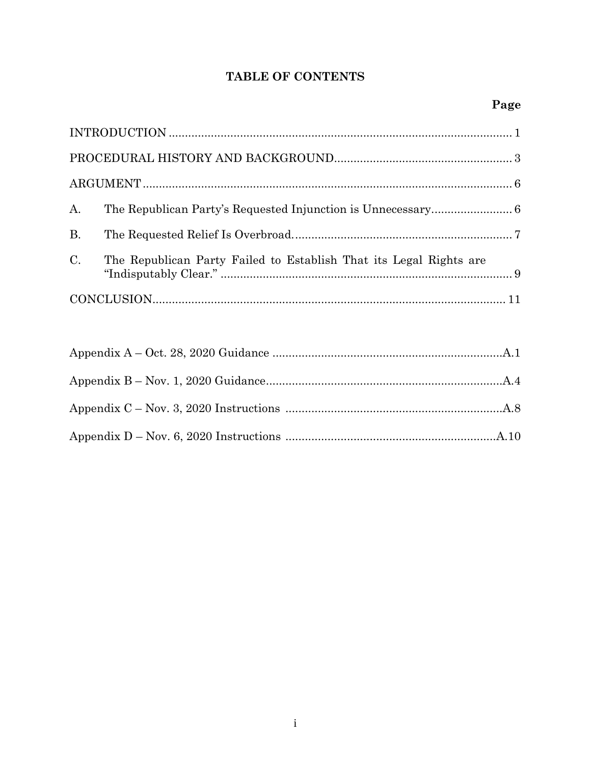# TABLE OF CONTENTS

| | Page |
|---|---|
| INTRODUCTION | 1 |
| PROCEDURAL HISTORY AND BACKGROUND | 3 |
| ARGUMENT | 6 |
| A. The Republican Party's Requested Injunction is Unnecessary | 6 |
| B. The Requested Relief Is Overbroad. | 7 |
| C. The Republican Party Failed to Establish That its Legal Rights are "Indisputably Clear." | 9 |
| CONCLUSION | 11 |

| | |
|---|---|
| Appendix A – Oct. 28, 2020 Guidance | A.1 |
| Appendix B – Nov. 1, 2020 Guidance | A.4 |
| Appendix C – Nov. 3, 2020 Instructions | A.8 |
| Appendix D – Nov. 6, 2020 Instructions | A.10 |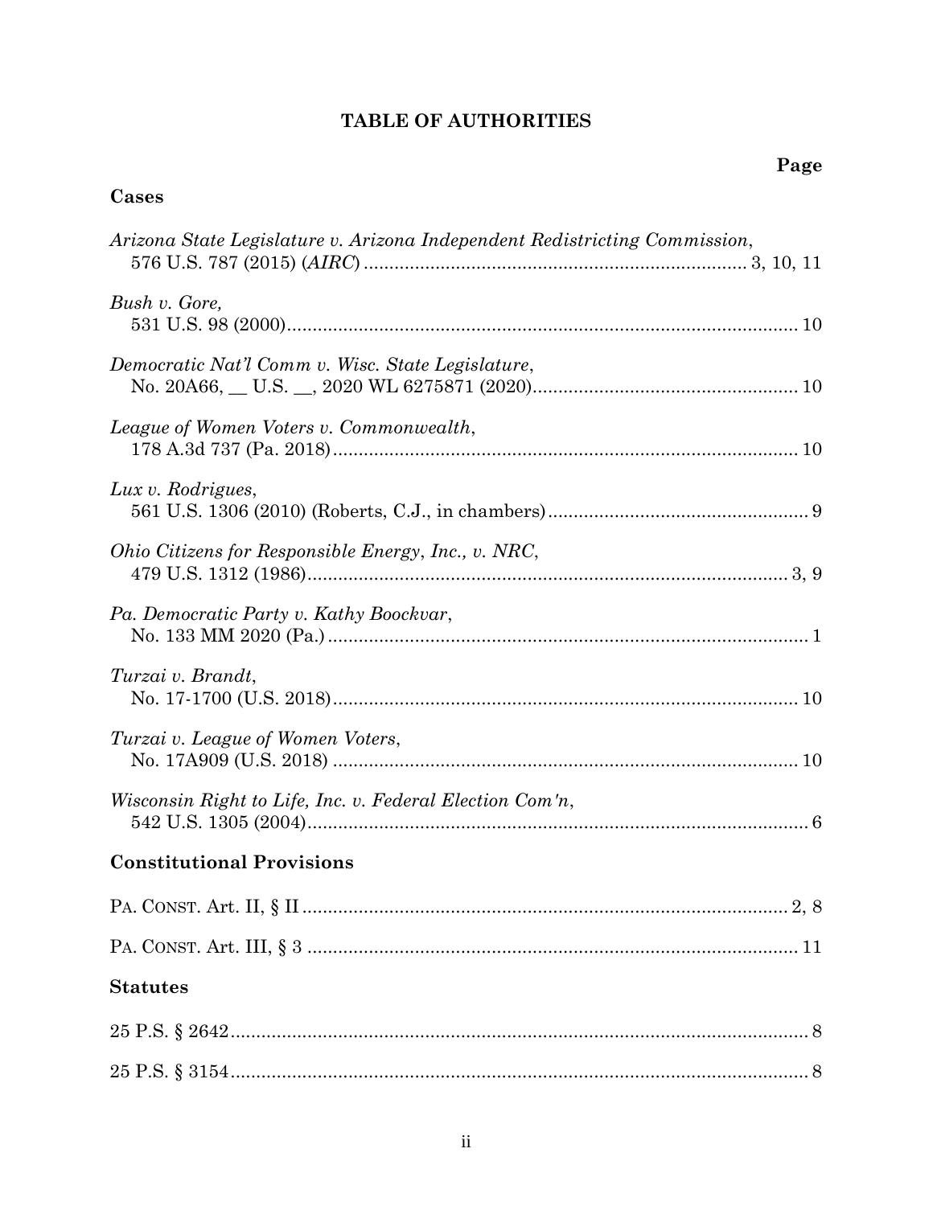# TABLE OF AUTHORITIES

**Page**

## Cases

*Arizona State Legislature v. Arizona Independent Redistricting Commission*, 576 U.S. 787 (2015) (*AIRC*) .......... 3, 10, 11

*Bush v. Gore*, 531 U.S. 98 (2000) .......... 10

*Democratic Nat'l Comm v. Wisc. State Legislature*, No. 20A66, __ U.S. __, 2020 WL 6275871 (2020) .......... 10

*League of Women Voters v. Commonwealth*, 178 A.3d 737 (Pa. 2018) .......... 10

*Lux v. Rodrigues*, 561 U.S. 1306 (2010) (Roberts, C.J., in chambers) .......... 9

*Ohio Citizens for Responsible Energy, Inc., v. NRC*, 479 U.S. 1312 (1986) .......... 3, 9

*Pa. Democratic Party v. Kathy Boockvar*, No. 133 MM 2020 (Pa.) .......... 1

*Turzai v. Brandt*, No. 17-1700 (U.S. 2018) .......... 10

*Turzai v. League of Women Voters*, No. 17A909 (U.S. 2018) .......... 10

*Wisconsin Right to Life, Inc. v. Federal Election Com'n*, 542 U.S. 1305 (2004) .......... 6

## Constitutional Provisions

PA. CONST. Art. II, § II .......... 2, 8

PA. CONST. Art. III, § 3 .......... 11

## Statutes

25 P.S. § 2642 .......... 8

25 P.S. § 3154 .......... 8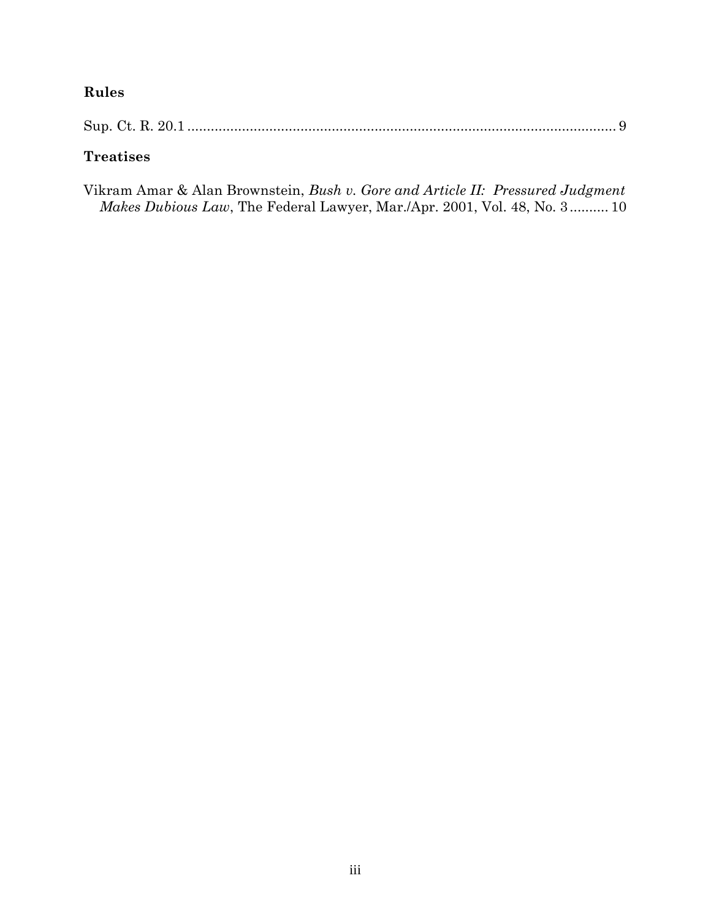### Rules

Sup. Ct. R. 20.1 ........................................................................................................ 9

### Treatises

Vikram Amar & Alan Brownstein, *Bush v. Gore and Article II: Pressured Judgment Makes Dubious Law*, The Federal Lawyer, Mar./Apr. 2001, Vol. 48, No. 3 .......... 10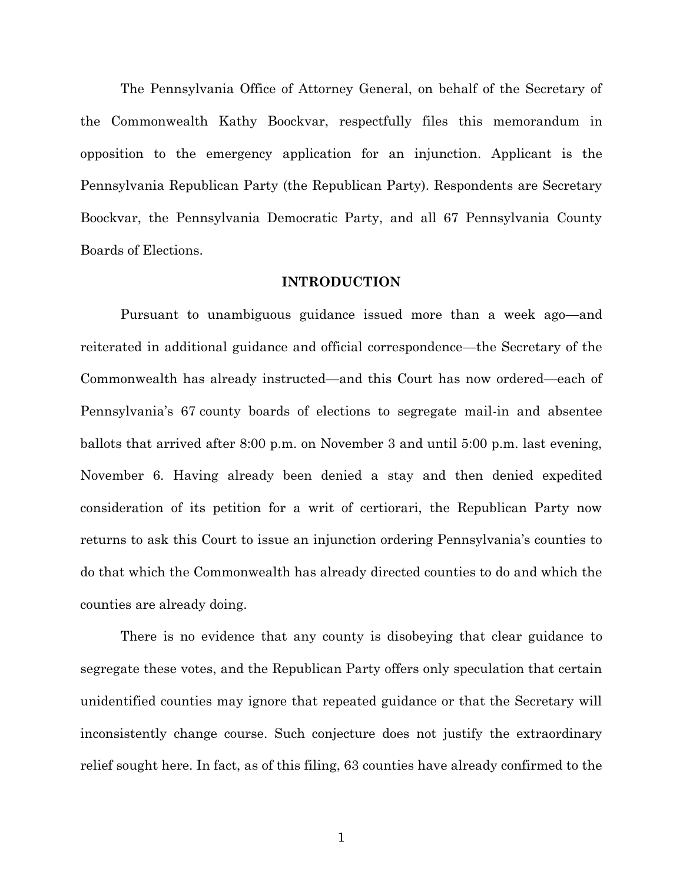The Pennsylvania Office of Attorney General, on behalf of the Secretary of the Commonwealth Kathy Boockvar, respectfully files this memorandum in opposition to the emergency application for an injunction. Applicant is the Pennsylvania Republican Party (the Republican Party). Respondents are Secretary Boockvar, the Pennsylvania Democratic Party, and all 67 Pennsylvania County Boards of Elections.

## INTRODUCTION

Pursuant to unambiguous guidance issued more than a week ago—and reiterated in additional guidance and official correspondence—the Secretary of the Commonwealth has already instructed—and this Court has now ordered—each of Pennsylvania's 67 county boards of elections to segregate mail-in and absentee ballots that arrived after 8:00 p.m. on November 3 and until 5:00 p.m. last evening, November 6. Having already been denied a stay and then denied expedited consideration of its petition for a writ of certiorari, the Republican Party now returns to ask this Court to issue an injunction ordering Pennsylvania's counties to do that which the Commonwealth has already directed counties to do and which the counties are already doing.

There is no evidence that any county is disobeying that clear guidance to segregate these votes, and the Republican Party offers only speculation that certain unidentified counties may ignore that repeated guidance or that the Secretary will inconsistently change course. Such conjecture does not justify the extraordinary relief sought here. In fact, as of this filing, 63 counties have already confirmed to the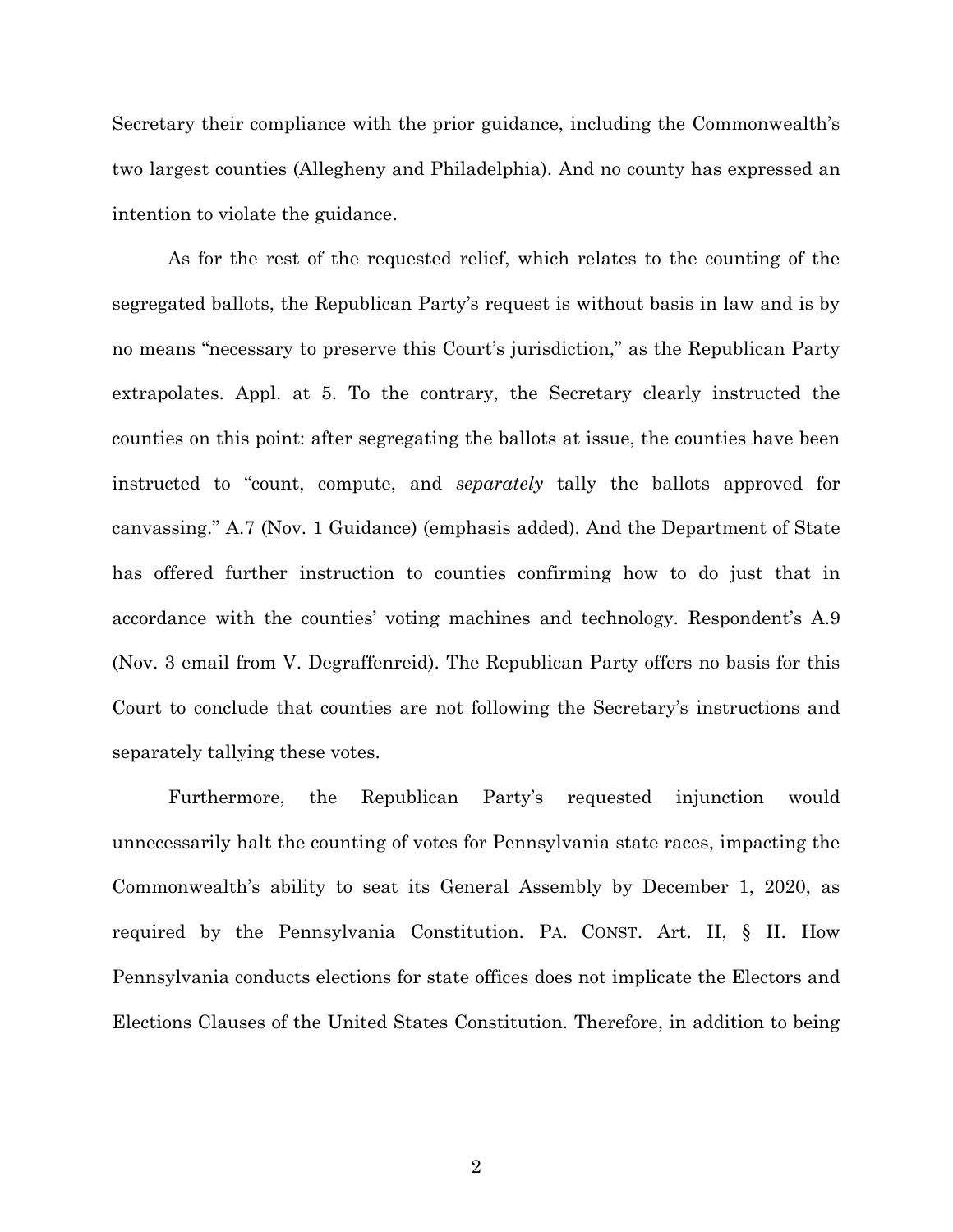Secretary their compliance with the prior guidance, including the Commonwealth's two largest counties (Allegheny and Philadelphia). And no county has expressed an intention to violate the guidance.

As for the rest of the requested relief, which relates to the counting of the segregated ballots, the Republican Party's request is without basis in law and is by no means "necessary to preserve this Court's jurisdiction," as the Republican Party extrapolates. Appl. at 5. To the contrary, the Secretary clearly instructed the counties on this point: after segregating the ballots at issue, the counties have been instructed to "count, compute, and *separately* tally the ballots approved for canvassing." A.7 (Nov. 1 Guidance) (emphasis added). And the Department of State has offered further instruction to counties confirming how to do just that in accordance with the counties' voting machines and technology. Respondent's A.9 (Nov. 3 email from V. Degraffenreid). The Republican Party offers no basis for this Court to conclude that counties are not following the Secretary's instructions and separately tallying these votes.

Furthermore, the Republican Party's requested injunction would unnecessarily halt the counting of votes for Pennsylvania state races, impacting the Commonwealth's ability to seat its General Assembly by December 1, 2020, as required by the Pennsylvania Constitution. PA. CONST. Art. II, § II. How Pennsylvania conducts elections for state offices does not implicate the Electors and Elections Clauses of the United States Constitution. Therefore, in addition to being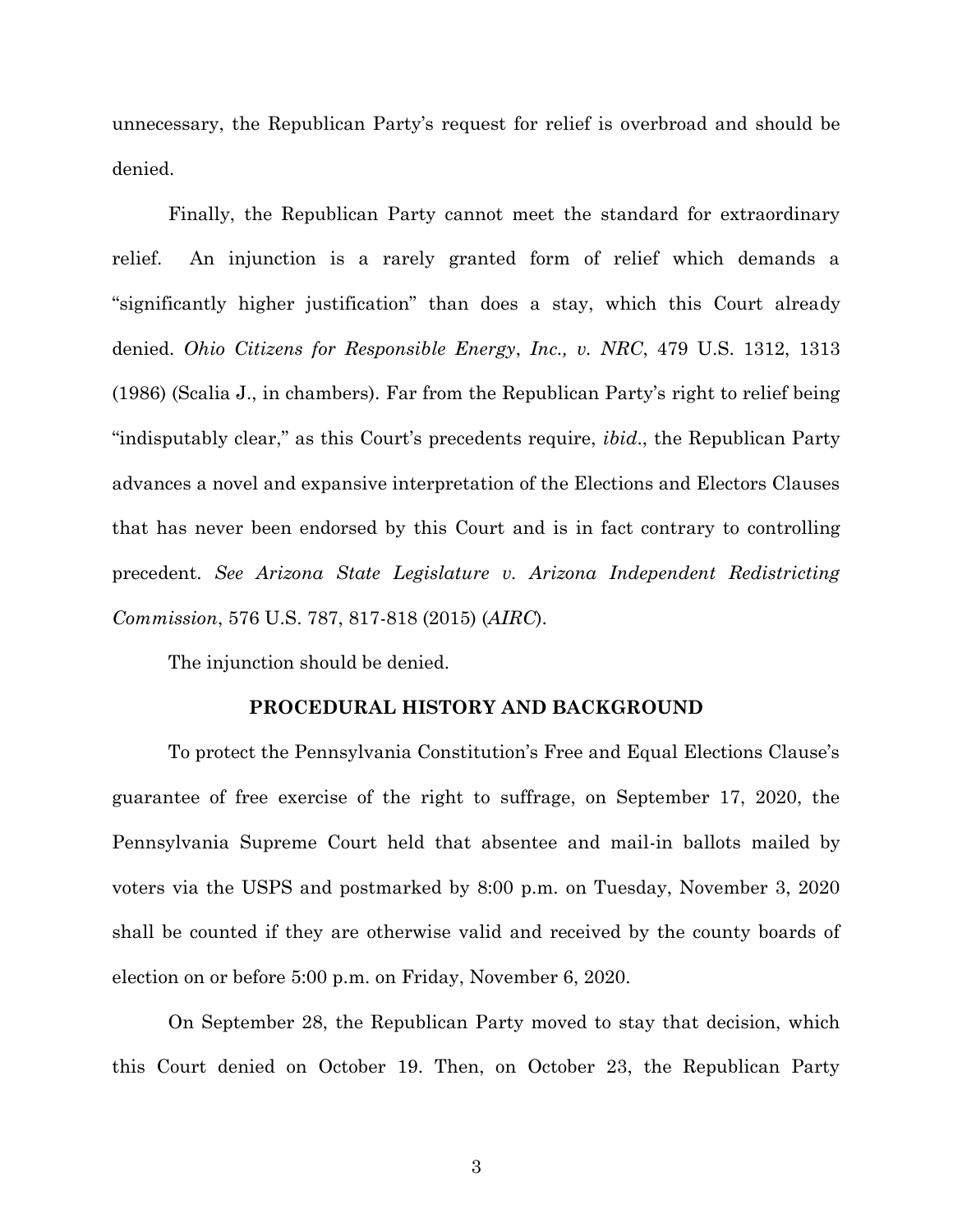unnecessary, the Republican Party's request for relief is overbroad and should be denied.

Finally, the Republican Party cannot meet the standard for extraordinary relief. An injunction is a rarely granted form of relief which demands a "significantly higher justification" than does a stay, which this Court already denied. *Ohio Citizens for Responsible Energy*, *Inc., v. NRC*, 479 U.S. 1312, 1313 (1986) (Scalia J., in chambers). Far from the Republican Party's right to relief being "indisputably clear," as this Court's precedents require, *ibid*., the Republican Party advances a novel and expansive interpretation of the Elections and Electors Clauses that has never been endorsed by this Court and is in fact contrary to controlling precedent. *See Arizona State Legislature v. Arizona Independent Redistricting Commission*, 576 U.S. 787, 817-818 (2015) (*AIRC*).

The injunction should be denied.

## PROCEDURAL HISTORY AND BACKGROUND

To protect the Pennsylvania Constitution's Free and Equal Elections Clause's guarantee of free exercise of the right to suffrage, on September 17, 2020, the Pennsylvania Supreme Court held that absentee and mail-in ballots mailed by voters via the USPS and postmarked by 8:00 p.m. on Tuesday, November 3, 2020 shall be counted if they are otherwise valid and received by the county boards of election on or before 5:00 p.m. on Friday, November 6, 2020.

On September 28, the Republican Party moved to stay that decision, which this Court denied on October 19. Then, on October 23, the Republican Party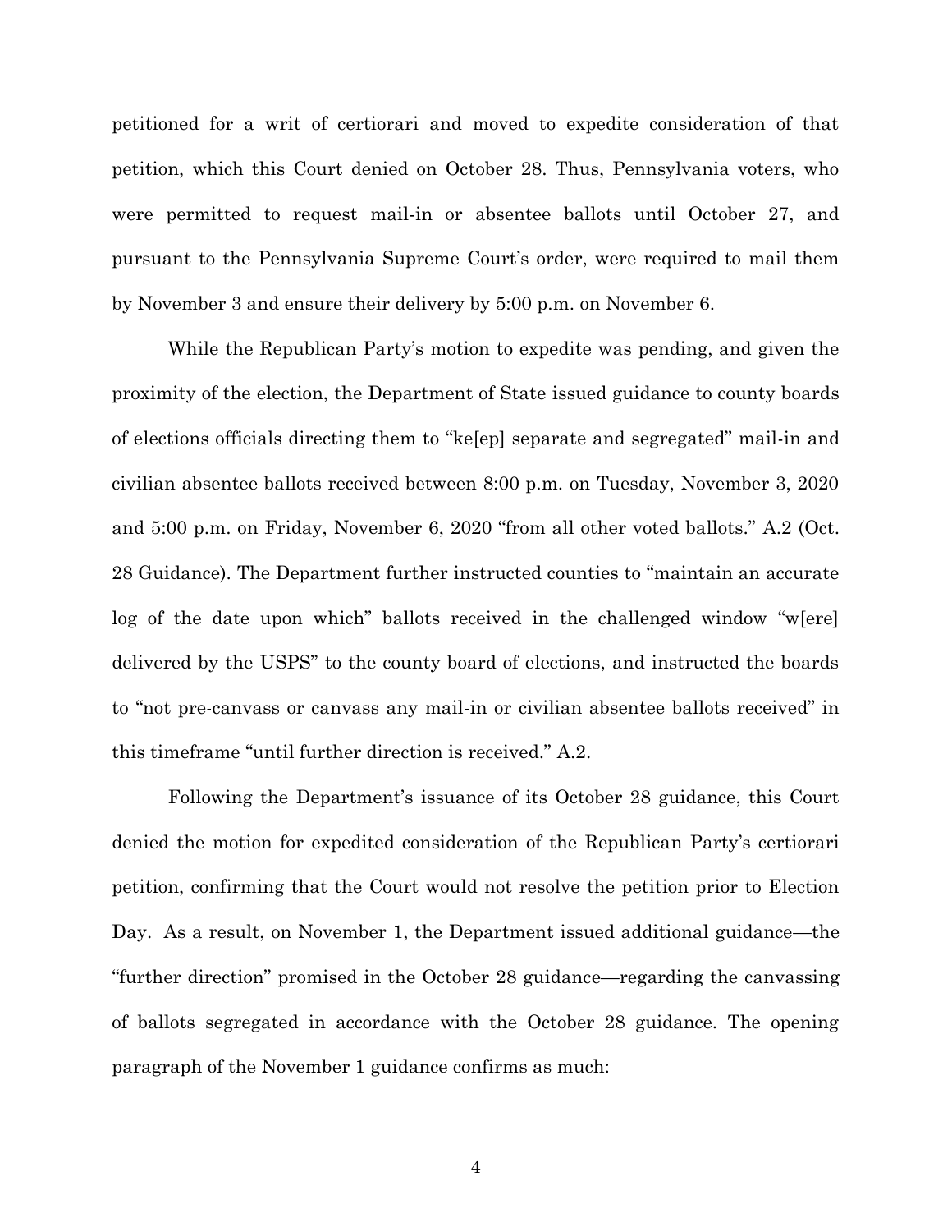petitioned for a writ of certiorari and moved to expedite consideration of that petition, which this Court denied on October 28. Thus, Pennsylvania voters, who were permitted to request mail-in or absentee ballots until October 27, and pursuant to the Pennsylvania Supreme Court's order, were required to mail them by November 3 and ensure their delivery by 5:00 p.m. on November 6.

While the Republican Party's motion to expedite was pending, and given the proximity of the election, the Department of State issued guidance to county boards of elections officials directing them to "ke[ep] separate and segregated" mail-in and civilian absentee ballots received between 8:00 p.m. on Tuesday, November 3, 2020 and 5:00 p.m. on Friday, November 6, 2020 "from all other voted ballots." A.2 (Oct. 28 Guidance). The Department further instructed counties to "maintain an accurate log of the date upon which" ballots received in the challenged window "w[ere] delivered by the USPS" to the county board of elections, and instructed the boards to "not pre-canvass or canvass any mail-in or civilian absentee ballots received" in this timeframe "until further direction is received." A.2.

Following the Department's issuance of its October 28 guidance, this Court denied the motion for expedited consideration of the Republican Party's certiorari petition, confirming that the Court would not resolve the petition prior to Election Day. As a result, on November 1, the Department issued additional guidance—the "further direction" promised in the October 28 guidance—regarding the canvassing of ballots segregated in accordance with the October 28 guidance. The opening paragraph of the November 1 guidance confirms as much: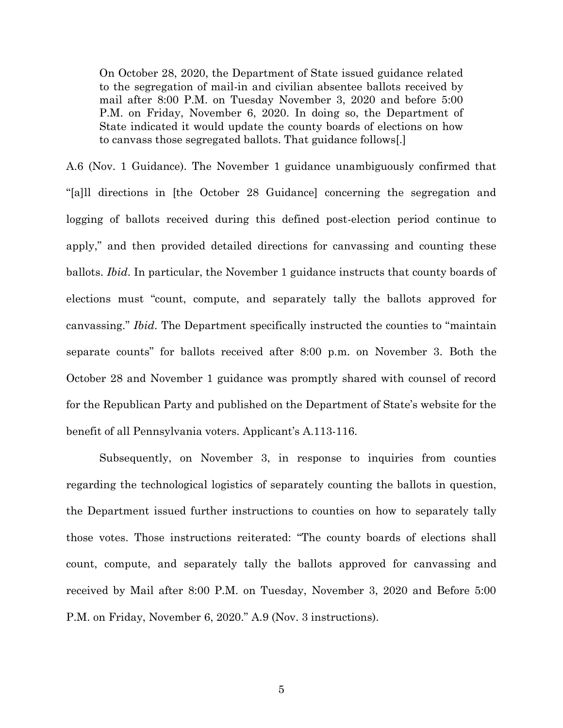> On October 28, 2020, the Department of State issued guidance related to the segregation of mail-in and civilian absentee ballots received by mail after 8:00 P.M. on Tuesday November 3, 2020 and before 5:00 P.M. on Friday, November 6, 2020. In doing so, the Department of State indicated it would update the county boards of elections on how to canvass those segregated ballots. That guidance follows[.]

A.6 (Nov. 1 Guidance). The November 1 guidance unambiguously confirmed that "[a]ll directions in [the October 28 Guidance] concerning the segregation and logging of ballots received during this defined post-election period continue to apply," and then provided detailed directions for canvassing and counting these ballots. *Ibid*. In particular, the November 1 guidance instructs that county boards of elections must "count, compute, and separately tally the ballots approved for canvassing." *Ibid*. The Department specifically instructed the counties to "maintain separate counts" for ballots received after 8:00 p.m. on November 3. Both the October 28 and November 1 guidance was promptly shared with counsel of record for the Republican Party and published on the Department of State's website for the benefit of all Pennsylvania voters. Applicant's A.113-116.

Subsequently, on November 3, in response to inquiries from counties regarding the technological logistics of separately counting the ballots in question, the Department issued further instructions to counties on how to separately tally those votes. Those instructions reiterated: "The county boards of elections shall count, compute, and separately tally the ballots approved for canvassing and received by Mail after 8:00 P.M. on Tuesday, November 3, 2020 and Before 5:00 P.M. on Friday, November 6, 2020." A.9 (Nov. 3 instructions).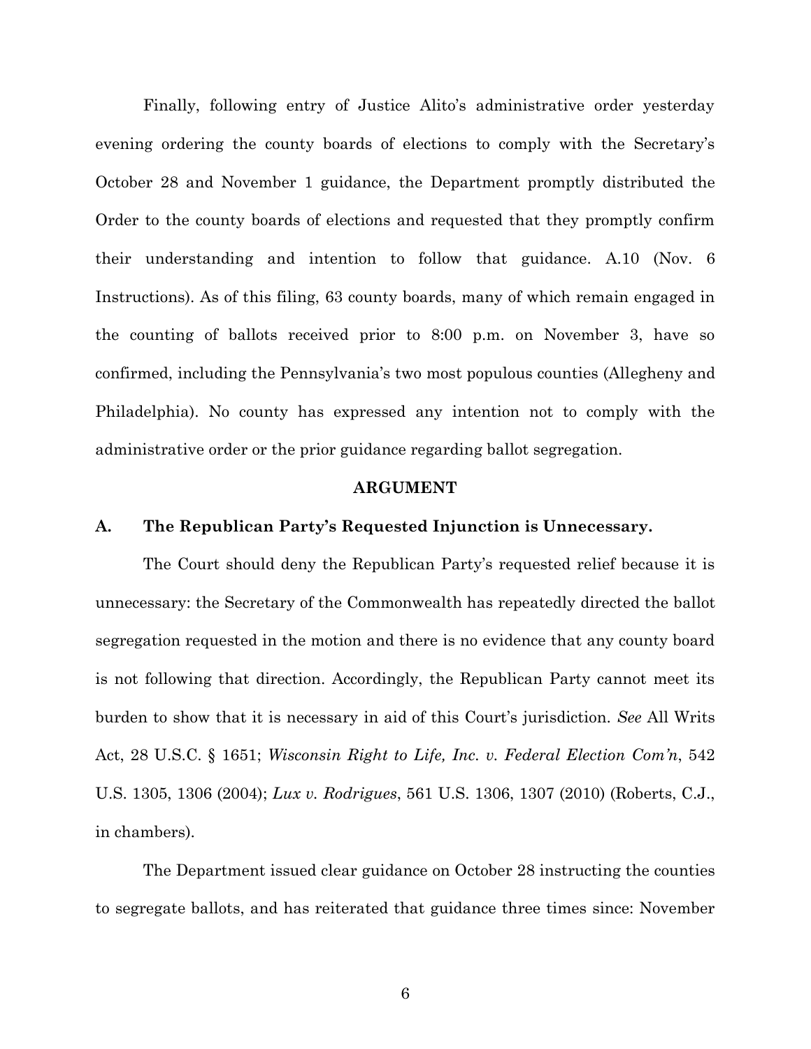Finally, following entry of Justice Alito's administrative order yesterday evening ordering the county boards of elections to comply with the Secretary's October 28 and November 1 guidance, the Department promptly distributed the Order to the county boards of elections and requested that they promptly confirm their understanding and intention to follow that guidance. A.10 (Nov. 6 Instructions). As of this filing, 63 county boards, many of which remain engaged in the counting of ballots received prior to 8:00 p.m. on November 3, have so confirmed, including the Pennsylvania's two most populous counties (Allegheny and Philadelphia). No county has expressed any intention not to comply with the administrative order or the prior guidance regarding ballot segregation.

## ARGUMENT

### A. The Republican Party's Requested Injunction is Unnecessary.

The Court should deny the Republican Party's requested relief because it is unnecessary: the Secretary of the Commonwealth has repeatedly directed the ballot segregation requested in the motion and there is no evidence that any county board is not following that direction. Accordingly, the Republican Party cannot meet its burden to show that it is necessary in aid of this Court's jurisdiction. *See* All Writs Act, 28 U.S.C. § 1651; *Wisconsin Right to Life, Inc. v. Federal Election Com'n*, 542 U.S. 1305, 1306 (2004); *Lux v. Rodrigues*, 561 U.S. 1306, 1307 (2010) (Roberts, C.J., in chambers).

The Department issued clear guidance on October 28 instructing the counties to segregate ballots, and has reiterated that guidance three times since: November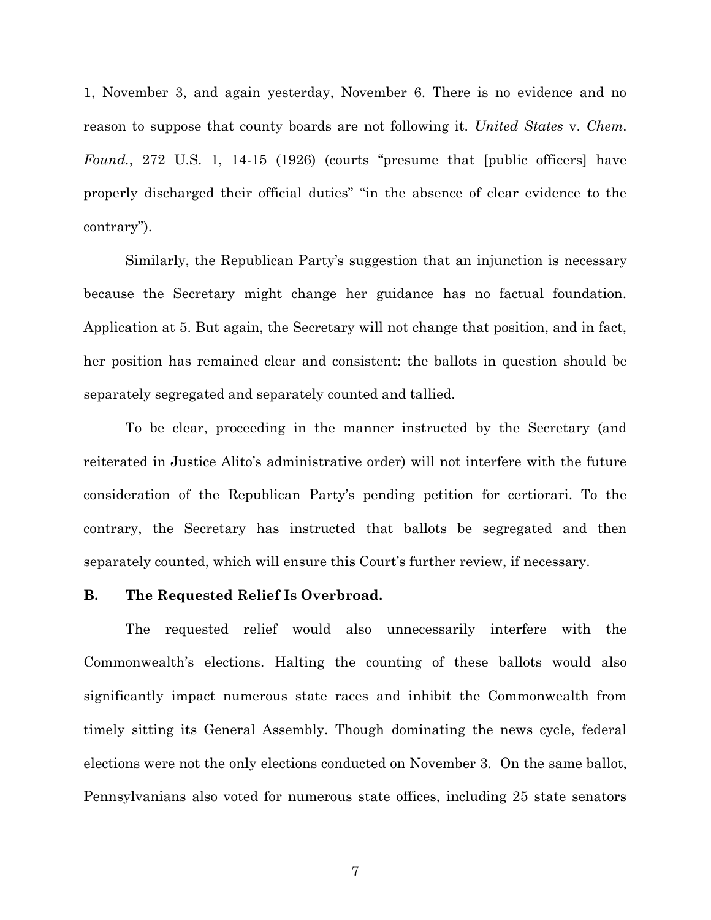1, November 3, and again yesterday, November 6. There is no evidence and no reason to suppose that county boards are not following it. *United States* v. *Chem. Found.*, 272 U.S. 1, 14-15 (1926) (courts "presume that [public officers] have properly discharged their official duties" "in the absence of clear evidence to the contrary").

Similarly, the Republican Party's suggestion that an injunction is necessary because the Secretary might change her guidance has no factual foundation. Application at 5. But again, the Secretary will not change that position, and in fact, her position has remained clear and consistent: the ballots in question should be separately segregated and separately counted and tallied.

To be clear, proceeding in the manner instructed by the Secretary (and reiterated in Justice Alito's administrative order) will not interfere with the future consideration of the Republican Party's pending petition for certiorari. To the contrary, the Secretary has instructed that ballots be segregated and then separately counted, which will ensure this Court's further review, if necessary.

### B. The Requested Relief Is Overbroad.

The requested relief would also unnecessarily interfere with the Commonwealth's elections. Halting the counting of these ballots would also significantly impact numerous state races and inhibit the Commonwealth from timely sitting its General Assembly. Though dominating the news cycle, federal elections were not the only elections conducted on November 3. On the same ballot, Pennsylvanians also voted for numerous state offices, including 25 state senators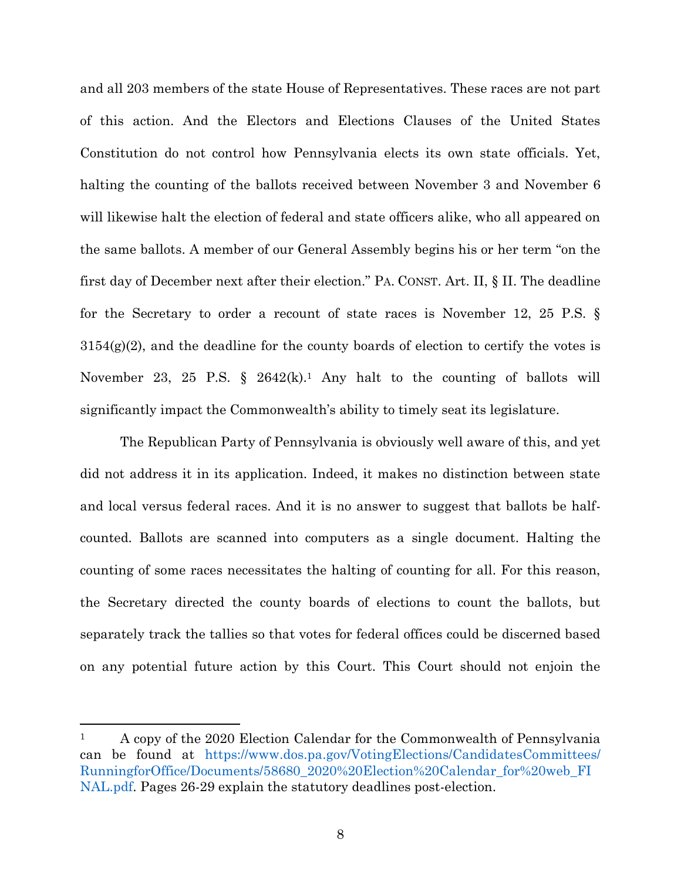and all 203 members of the state House of Representatives. These races are not part of this action. And the Electors and Elections Clauses of the United States Constitution do not control how Pennsylvania elects its own state officials. Yet, halting the counting of the ballots received between November 3 and November 6 will likewise halt the election of federal and state officers alike, who all appeared on the same ballots. A member of our General Assembly begins his or her term "on the first day of December next after their election." PA. CONST. Art. II, § II. The deadline for the Secretary to order a recount of state races is November 12, 25 P.S. § 3154(g)(2), and the deadline for the county boards of election to certify the votes is November 23, 25 P.S. § 2642(k).[1] Any halt to the counting of ballots will significantly impact the Commonwealth's ability to timely seat its legislature.

The Republican Party of Pennsylvania is obviously well aware of this, and yet did not address it in its application. Indeed, it makes no distinction between state and local versus federal races. And it is no answer to suggest that ballots be half-counted. Ballots are scanned into computers as a single document. Halting the counting of some races necessitates the halting of counting for all. For this reason, the Secretary directed the county boards of elections to count the ballots, but separately track the tallies so that votes for federal offices could be discerned based on any potential future action by this Court. This Court should not enjoin the

---

[1] A copy of the 2020 Election Calendar for the Commonwealth of Pennsylvania can be found at https://www.dos.pa.gov/VotingElections/CandidatesCommittees/RunningforOffice/Documents/58680_2020%20Election%20Calendar_for%20web_FINAL.pdf. Pages 26-29 explain the statutory deadlines post-election.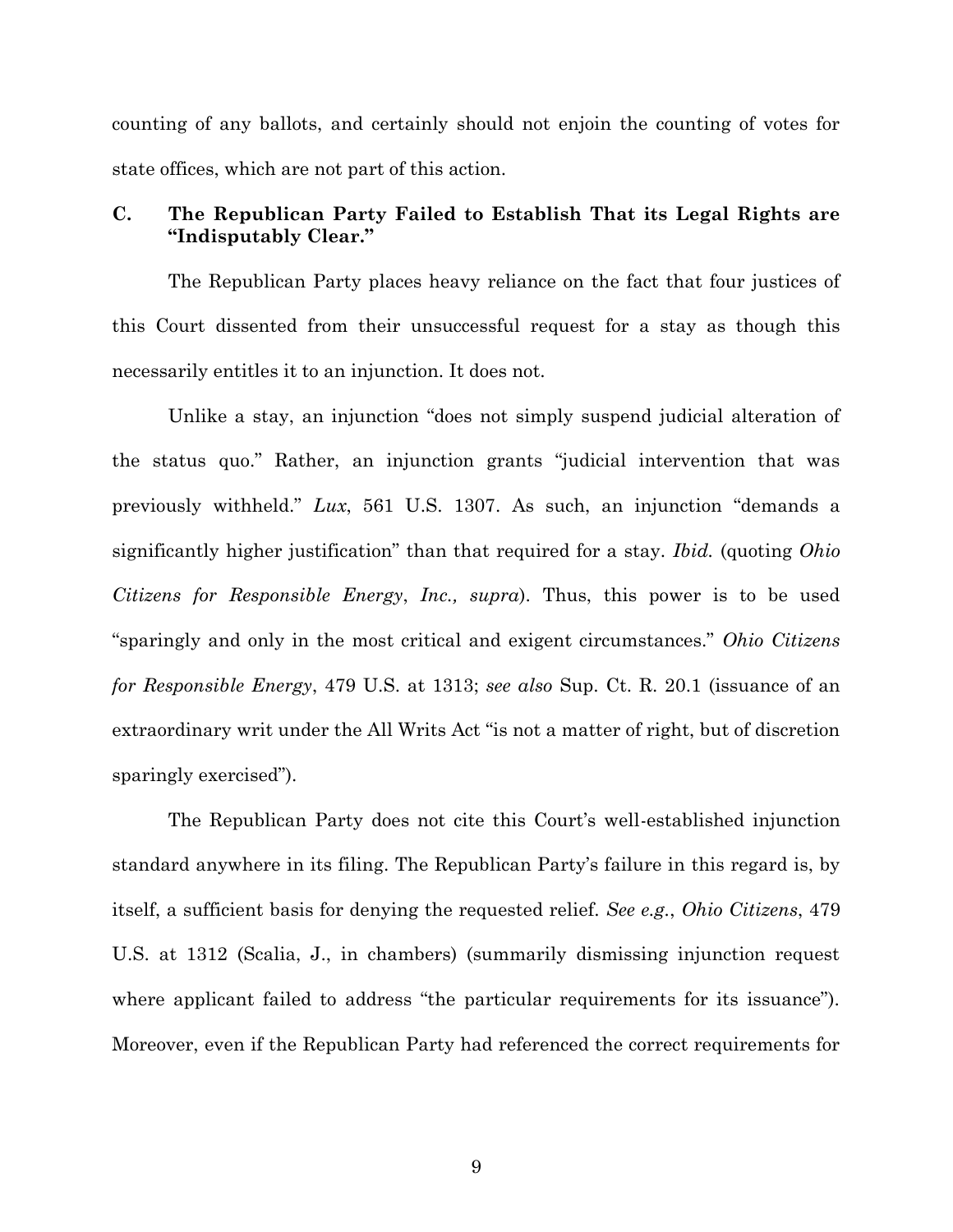counting of any ballots, and certainly should not enjoin the counting of votes for state offices, which are not part of this action.

### C. The Republican Party Failed to Establish That its Legal Rights are "Indisputably Clear."

The Republican Party places heavy reliance on the fact that four justices of this Court dissented from their unsuccessful request for a stay as though this necessarily entitles it to an injunction. It does not.

Unlike a stay, an injunction "does not simply suspend judicial alteration of the status quo." Rather, an injunction grants "judicial intervention that was previously withheld." *Lux*, 561 U.S. 1307. As such, an injunction "demands a significantly higher justification" than that required for a stay. *Ibid.* (quoting *Ohio Citizens for Responsible Energy*, *Inc., supra*). Thus, this power is to be used "sparingly and only in the most critical and exigent circumstances." *Ohio Citizens for Responsible Energy*, 479 U.S. at 1313; *see also* Sup. Ct. R. 20.1 (issuance of an extraordinary writ under the All Writs Act "is not a matter of right, but of discretion sparingly exercised").

The Republican Party does not cite this Court's well-established injunction standard anywhere in its filing. The Republican Party's failure in this regard is, by itself, a sufficient basis for denying the requested relief. *See e.g.*, *Ohio Citizens*, 479 U.S. at 1312 (Scalia, J., in chambers) (summarily dismissing injunction request where applicant failed to address "the particular requirements for its issuance"). Moreover, even if the Republican Party had referenced the correct requirements for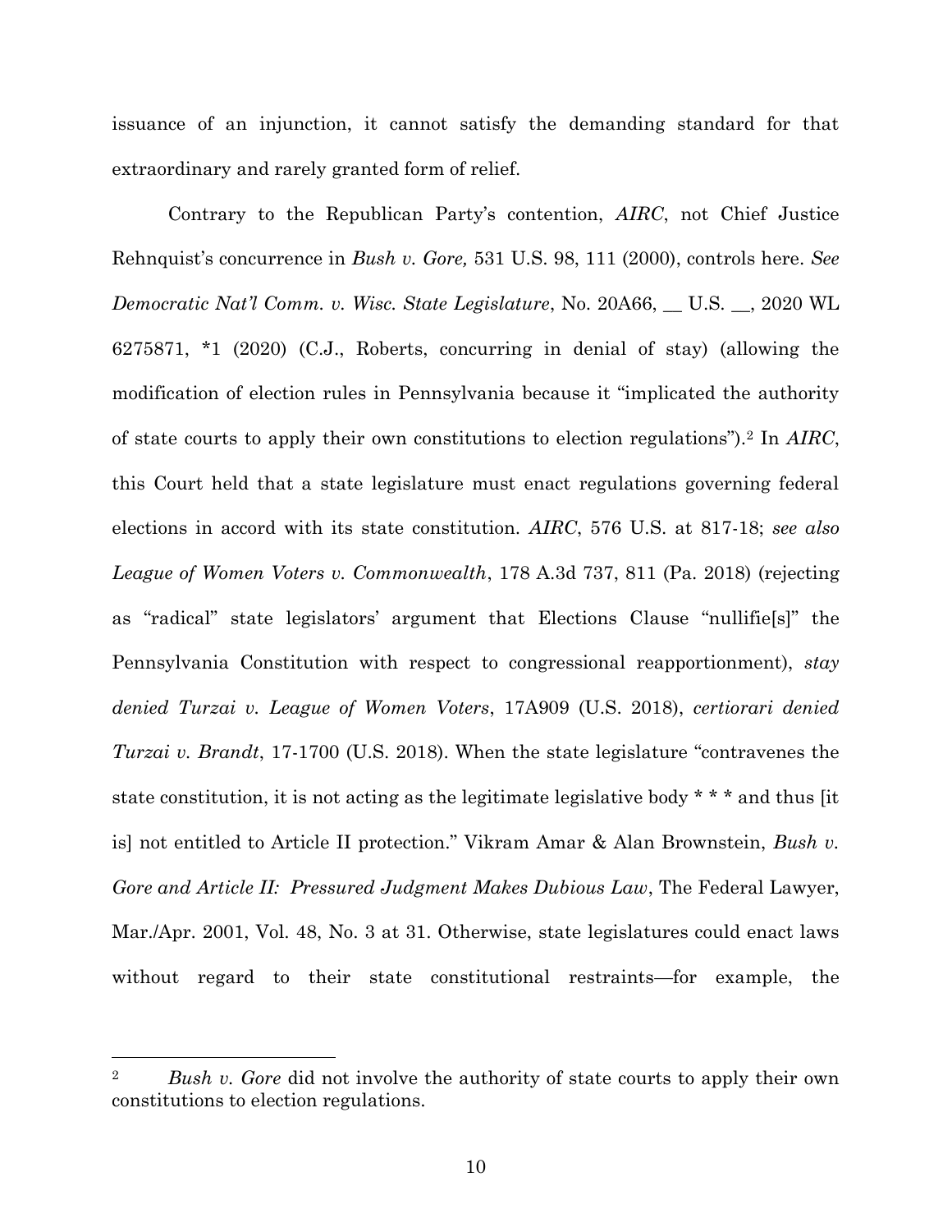issuance of an injunction, it cannot satisfy the demanding standard for that extraordinary and rarely granted form of relief.

Contrary to the Republican Party's contention, *AIRC*, not Chief Justice Rehnquist's concurrence in *Bush v. Gore,* 531 U.S. 98, 111 (2000), controls here. *See Democratic Nat'l Comm. v. Wisc. State Legislature*, No. 20A66, __ U.S. __, 2020 WL 6275871, *1 (2020) (C.J., Roberts, concurring in denial of stay) (allowing the modification of election rules in Pennsylvania because it "implicated the authority of state courts to apply their own constitutions to election regulations").[2] In *AIRC*, this Court held that a state legislature must enact regulations governing federal elections in accord with its state constitution. *AIRC*, 576 U.S. at 817-18; *see also League of Women Voters v. Commonwealth*, 178 A.3d 737, 811 (Pa. 2018) (rejecting as "radical" state legislators' argument that Elections Clause "nullifie[s]" the Pennsylvania Constitution with respect to congressional reapportionment), *stay denied Turzai v. League of Women Voters*, 17A909 (U.S. 2018), *certiorari denied Turzai v. Brandt*, 17-1700 (U.S. 2018). When the state legislature "contravenes the state constitution, it is not acting as the legitimate legislative body * * * and thus [it is] not entitled to Article II protection." Vikram Amar & Alan Brownstein, *Bush v. Gore and Article II: Pressured Judgment Makes Dubious Law*, The Federal Lawyer, Mar./Apr. 2001, Vol. 48, No. 3 at 31. Otherwise, state legislatures could enact laws without regard to their state constitutional restraints—for example, the

---

[2] *Bush v. Gore* did not involve the authority of state courts to apply their own constitutions to election regulations.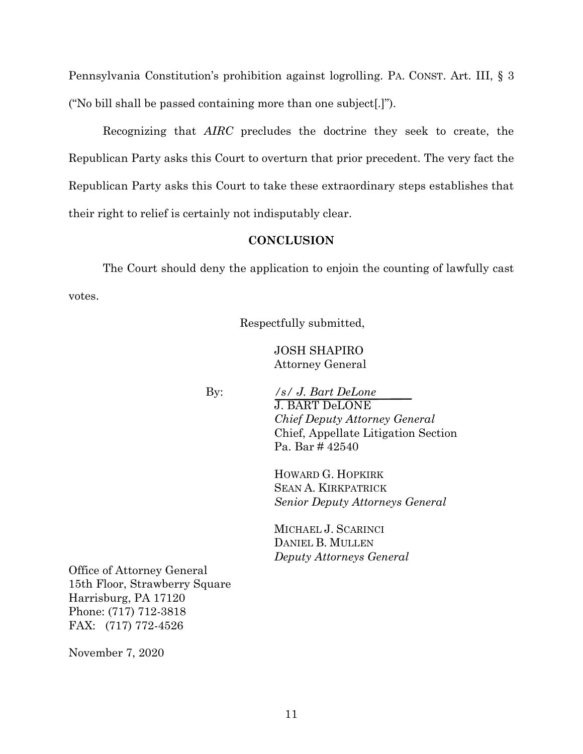Pennsylvania Constitution's prohibition against logrolling. PA. CONST. Art. III, § 3 ("No bill shall be passed containing more than one subject[.]").

Recognizing that *AIRC* precludes the doctrine they seek to create, the Republican Party asks this Court to overturn that prior precedent. The very fact the Republican Party asks this Court to take these extraordinary steps establishes that their right to relief is certainly not indisputably clear.

**CONCLUSION**

The Court should deny the application to enjoin the counting of lawfully cast votes.

Respectfully submitted,

JOSH SHAPIRO
Attorney General

By: */s/ J. Bart DeLone*
J. BART DeLONE
*Chief Deputy Attorney General*
Chief, Appellate Litigation Section
Pa. Bar # 42540

HOWARD G. HOPKIRK
SEAN A. KIRKPATRICK
*Senior Deputy Attorneys General*

MICHAEL J. SCARINCI
DANIEL B. MULLEN
*Deputy Attorneys General*

Office of Attorney General
15th Floor, Strawberry Square
Harrisburg, PA 17120
Phone: (717) 712-3818
FAX: (717) 772-4526

November 7, 2020